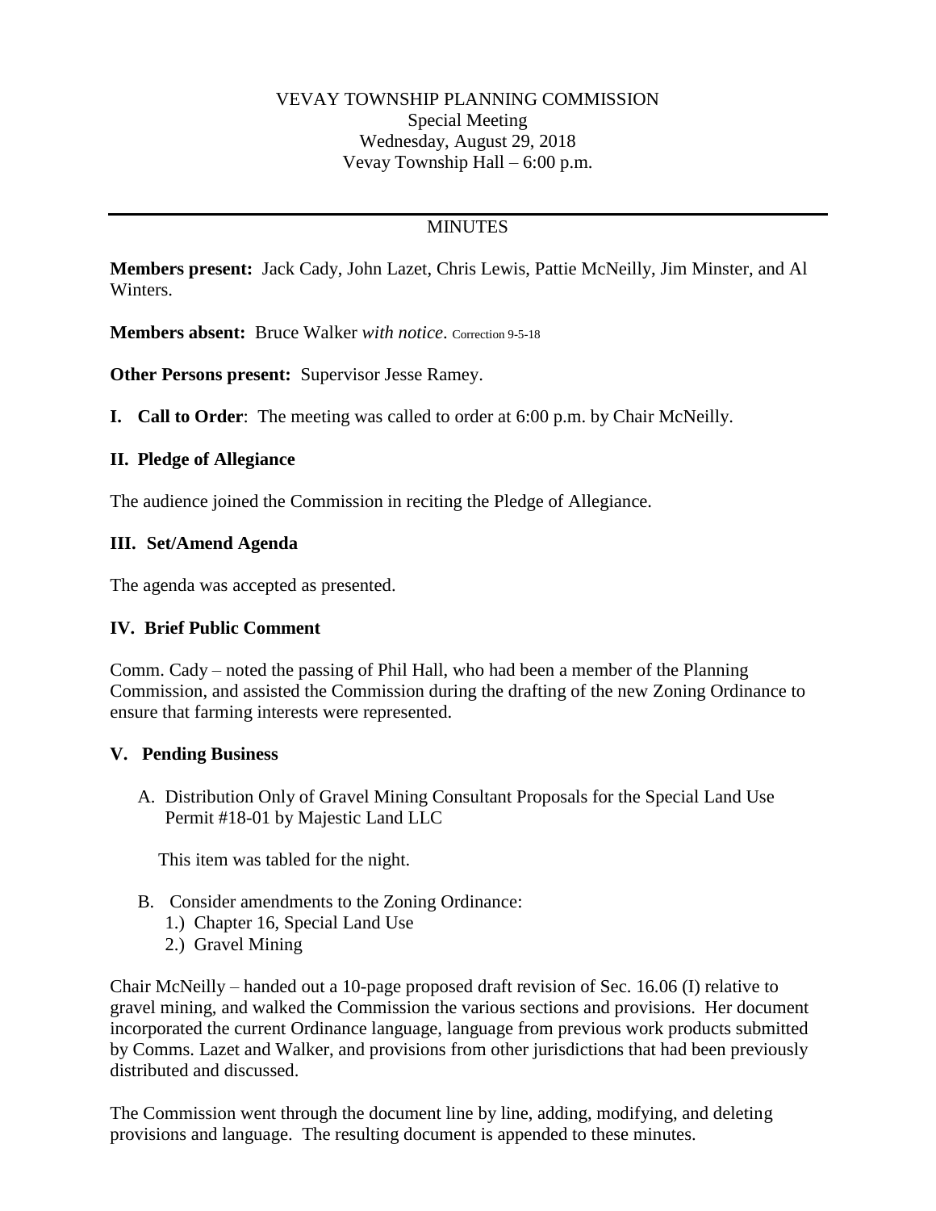VEVAY TOWNSHIP PLANNING COMMISSION
Special Meeting
Wednesday, August 29, 2018
Vevay Township Hall – 6:00 p.m.

---

MINUTES

**Members present:** Jack Cady, John Lazet, Chris Lewis, Pattie McNeilly, Jim Minster, and Al Winters.

**Members absent:** Bruce Walker *with notice*. Correction 9-5-18

**Other Persons present:** Supervisor Jesse Ramey.

**I. Call to Order**: The meeting was called to order at 6:00 p.m. by Chair McNeilly.

**II. Pledge of Allegiance**

The audience joined the Commission in reciting the Pledge of Allegiance.

**III. Set/Amend Agenda**

The agenda was accepted as presented.

**IV. Brief Public Comment**

Comm. Cady – noted the passing of Phil Hall, who had been a member of the Planning Commission, and assisted the Commission during the drafting of the new Zoning Ordinance to ensure that farming interests were represented.

**V. Pending Business**

A. Distribution Only of Gravel Mining Consultant Proposals for the Special Land Use Permit #18-01 by Majestic Land LLC

This item was tabled for the night.

B. Consider amendments to the Zoning Ordinance:
   1.) Chapter 16, Special Land Use
   2.) Gravel Mining

Chair McNeilly – handed out a 10-page proposed draft revision of Sec. 16.06 (I) relative to gravel mining, and walked the Commission the various sections and provisions. Her document incorporated the current Ordinance language, language from previous work products submitted by Comms. Lazet and Walker, and provisions from other jurisdictions that had been previously distributed and discussed.

The Commission went through the document line by line, adding, modifying, and deleting provisions and language. The resulting document is appended to these minutes.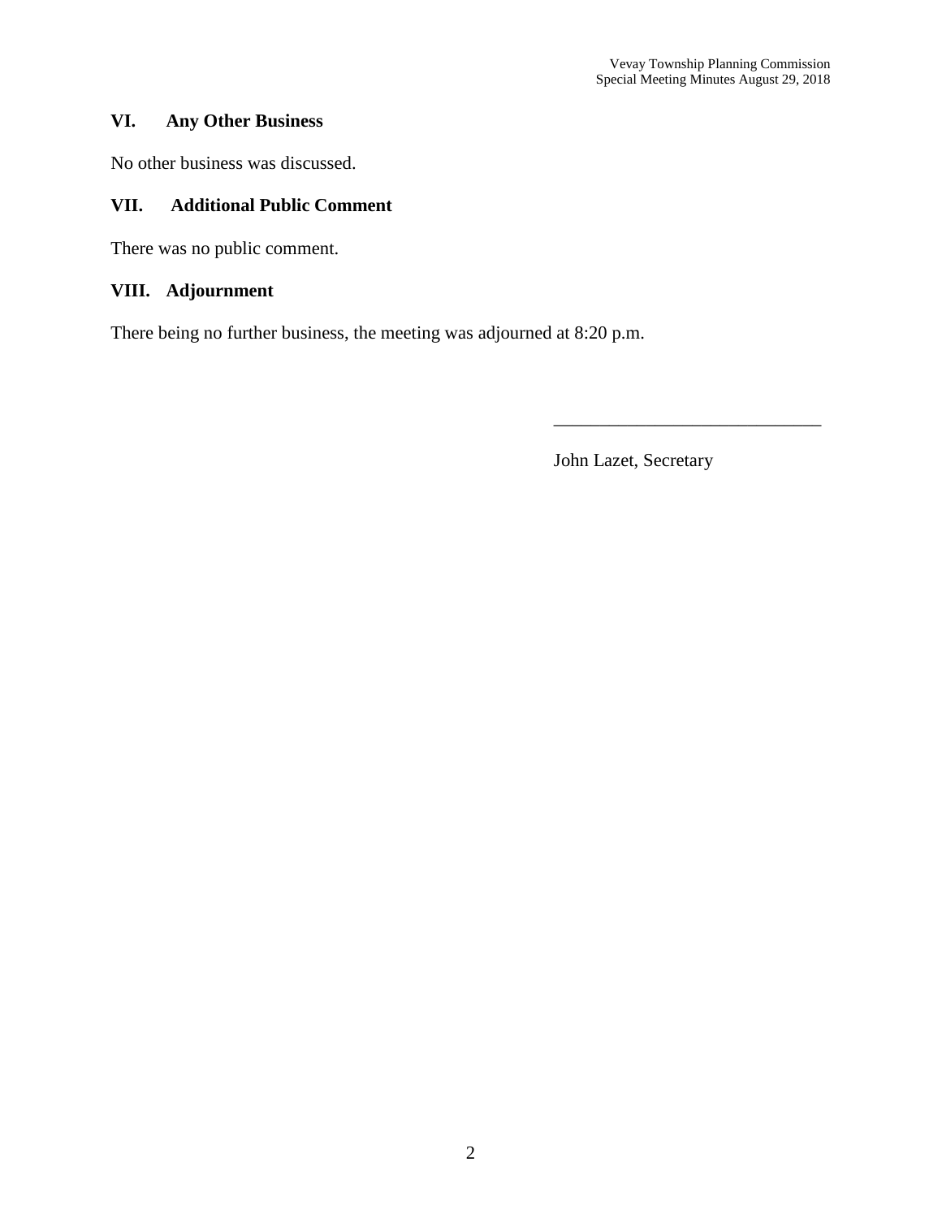## VI. Any Other Business

No other business was discussed.

## VII. Additional Public Comment

There was no public comment.

## VIII. Adjournment

There being no further business, the meeting was adjourned at 8:20 p.m.

\_\_\_\_\_\_\_\_\_\_\_\_\_\_\_\_\_\_\_\_\_\_\_\_\_\_\_\_\_\_

John Lazet, Secretary